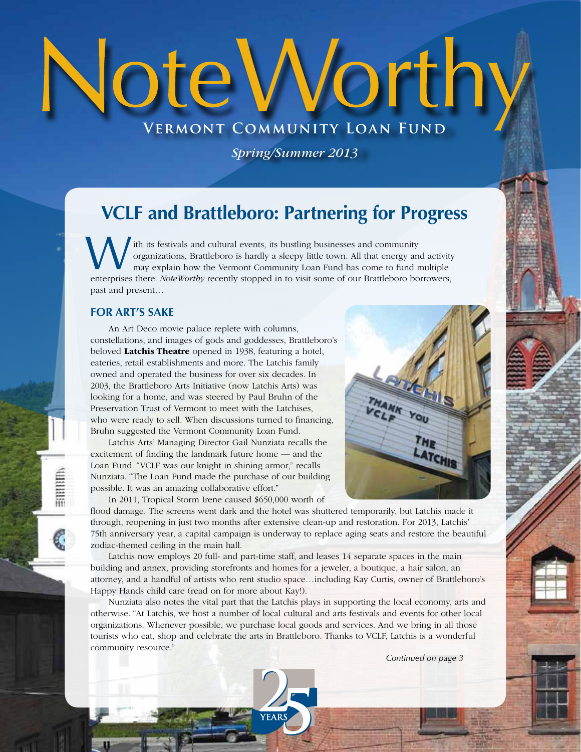# NoteWorthy

**Vermont Community Loan Fund**

*Spring/Summer 2013*

## VCLF and Brattleboro: Partnering for Progress

With its festivals and cultural events, its bustling businesses and community organizations, Brattleboro is hardly a sleepy little town. All that energy and activity may explain how the Vermont Community Loan Fund has come to fund multiple enterprises there. *NoteWorthy* recently stopped in to visit some of our Brattleboro borrowers, past and present…

### FOR ART'S SAKE

An Art Deco movie palace replete with columns, constellations, and images of gods and goddesses, Brattleboro's beloved **Latchis Theatre** opened in 1938, featuring a hotel, eateries, retail establishments and more. The Latchis family owned and operated the business for over six decades. In 2003, the Brattleboro Arts Initiative (now Latchis Arts) was looking for a home, and was steered by Paul Bruhn of the Preservation Trust of Vermont to meet with the Latchises, who were ready to sell. When discussions turned to financing, Bruhn suggested the Vermont Community Loan Fund.

Latchis Arts' Managing Director Gail Nunziata recalls the excitement of finding the landmark future home — and the Loan Fund. "VCLF was our knight in shining armor," recalls Nunziata. "The Loan Fund made the purchase of our building possible. It was an amazing collaborative effort."

In 2011, Tropical Storm Irene caused $650,000 worth of flood damage. The screens went dark and the hotel was shuttered temporarily, but Latchis made it through, reopening in just two months after extensive clean-up and restoration. For 2013, Latchis' 75th anniversary year, a capital campaign is underway to replace aging seats and restore the beautiful zodiac-themed ceiling in the main hall.

Latchis now employs 20 full- and part-time staff, and leases 14 separate spaces in the main building and annex, providing storefronts and homes for a jeweler, a boutique, a hair salon, an attorney, and a handful of artists who rent studio space…including Kay Curtis, owner of Brattleboro's Happy Hands child care (read on for more about Kay!).

Nunziata also notes the vital part that the Latchis plays in supporting the local economy, arts and otherwise. "At Latchis, we host a number of local cultural and arts festivals and events for other local organizations. Whenever possible, we purchase local goods and services. And we bring in all those tourists who eat, shop and celebrate the arts in Brattleboro. Thanks to VCLF, Latchis is a wonderful community resource."

*Continued on page 3*

25 YEARS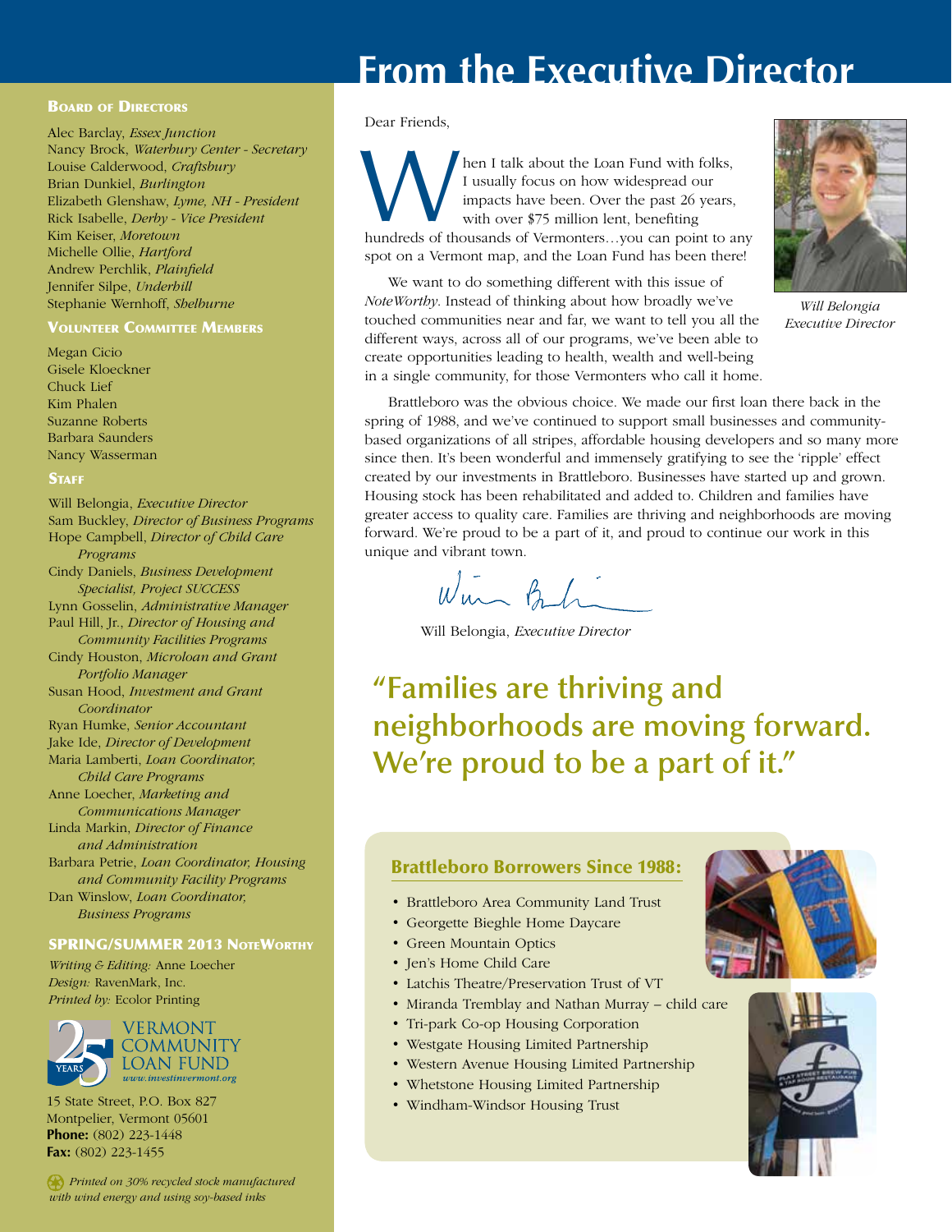# From the Executive Director

Dear Friends,

When I talk about the Loan Fund with folks, I usually focus on how widespread our impacts have been. Over the past 26 years, with over $75 million lent, benefiting hundreds of thousands of Vermonters…you can point to any spot on a Vermont map, and the Loan Fund has been there!

We want to do something different with this issue of *NoteWorthy*. Instead of thinking about how broadly we've touched communities near and far, we want to tell you all the different ways, across all of our programs, we've been able to create opportunities leading to health, wealth and well-being in a single community, for those Vermonters who call it home.

*Will Belongia*
*Executive Director*

Brattleboro was the obvious choice. We made our first loan there back in the spring of 1988, and we've continued to support small businesses and community-based organizations of all stripes, affordable housing developers and so many more since then. It's been wonderful and immensely gratifying to see the 'ripple' effect created by our investments in Brattleboro. Businesses have started up and grown. Housing stock has been rehabilitated and added to. Children and families have greater access to quality care. Families are thriving and neighborhoods are moving forward. We're proud to be a part of it, and proud to continue our work in this unique and vibrant town.

Will Belongia, *Executive Director*

## "Families are thriving and neighborhoods are moving forward. We're proud to be a part of it."

### Brattleboro Borrowers Since 1988:

- Brattleboro Area Community Land Trust
- Georgette Bieghle Home Daycare
- Green Mountain Optics
- Jen's Home Child Care
- Latchis Theatre/Preservation Trust of VT
- Miranda Tremblay and Nathan Murray – child care
- Tri-park Co-op Housing Corporation
- Westgate Housing Limited Partnership
- Western Avenue Housing Limited Partnership
- Whetstone Housing Limited Partnership
- Windham-Windsor Housing Trust

### Board of Directors

Alec Barclay, *Essex Junction*
Nancy Brock, *Waterbury Center - Secretary*
Louise Calderwood, *Craftsbury*
Brian Dunkiel, *Burlington*
Elizabeth Glenshaw, *Lyme, NH - President*
Rick Isabelle, *Derby - Vice President*
Kim Keiser, *Moretown*
Michelle Ollie, *Hartford*
Andrew Perchlik, *Plainfield*
Jennifer Silpe, *Underhill*
Stephanie Wernhoff, *Shelburne*

### Volunteer Committee Members

Megan Cicio
Gisele Kloeckner
Chuck Lief
Kim Phalen
Suzanne Roberts
Barbara Saunders
Nancy Wasserman

### Staff

Will Belongia, *Executive Director*
Sam Buckley, *Director of Business Programs*
Hope Campbell, *Director of Child Care Programs*
Cindy Daniels, *Business Development Specialist, Project SUCCESS*
Lynn Gosselin, *Administrative Manager*
Paul Hill, Jr., *Director of Housing and Community Facilities Programs*
Cindy Houston, *Microloan and Grant Portfolio Manager*
Susan Hood, *Investment and Grant Coordinator*
Ryan Humke, *Senior Accountant*
Jake Ide, *Director of Development*
Maria Lamberti, *Loan Coordinator, Child Care Programs*
Anne Loecher, *Marketing and Communications Manager*
Linda Markin, *Director of Finance and Administration*
Barbara Petrie, *Loan Coordinator, Housing and Community Facility Programs*
Dan Winslow, *Loan Coordinator, Business Programs*

### SPRING/SUMMER 2013 NoteWorthy

*Writing & Editing:* Anne Loecher
*Design:* RavenMark, Inc.
*Printed by:* Ecolor Printing

25 YEARS VERMONT COMMUNITY LOAN FUND
*www.investinvermont.org*

15 State Street, P.O. Box 827
Montpelier, Vermont 05601
**Phone:** (802) 223-1448
**Fax:** (802) 223-1455

*Printed on 30% recycled stock manufactured with wind energy and using soy-based inks*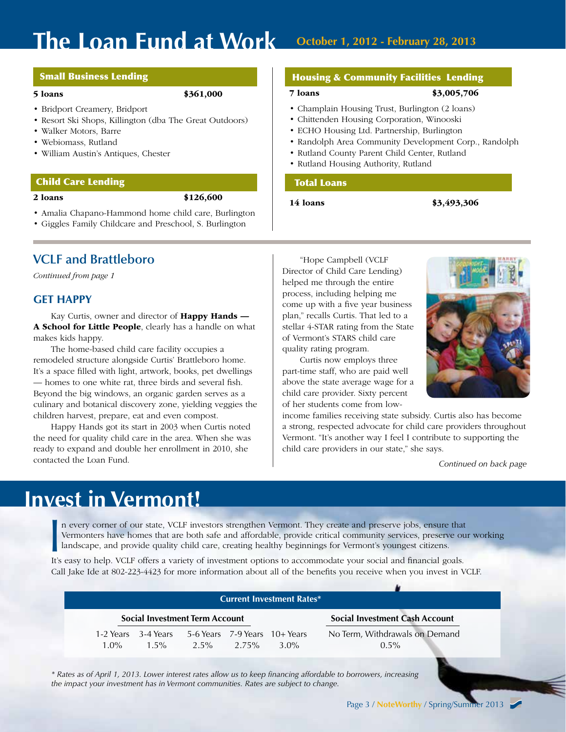# The Loan Fund at Work

**October 1, 2012 - February 28, 2013**

## Small Business Lending

**5 loans** **$361,000**

- Bridport Creamery, Bridport
- Resort Ski Shops, Killington (dba The Great Outdoors)
- Walker Motors, Barre
- Webiomass, Rutland
- William Austin's Antiques, Chester

## Child Care Lending

**2 loans** **$126,600**

- Amalia Chapano-Hammond home child care, Burlington
- Giggles Family Childcare and Preschool, S. Burlington

## Housing & Community Facilities Lending

**7 loans** **$3,005,706**

- Champlain Housing Trust, Burlington (2 loans)
- Chittenden Housing Corporation, Winooski
- ECHO Housing Ltd. Partnership, Burlington
- Randolph Area Community Development Corp., Randolph
- Rutland County Parent Child Center, Rutland
- Rutland Housing Authority, Rutland

## Total Loans

**14 loans** **$3,493,306**

## VCLF and Brattleboro

*Continued from page 1*

### GET HAPPY

Kay Curtis, owner and director of **Happy Hands — A School for Little People**, clearly has a handle on what makes kids happy.

The home-based child care facility occupies a remodeled structure alongside Curtis' Brattleboro home. It's a space filled with light, artwork, books, pet dwellings — homes to one white rat, three birds and several fish. Beyond the big windows, an organic garden serves as a culinary and botanical discovery zone, yielding veggies the children harvest, prepare, eat and even compost.

Happy Hands got its start in 2003 when Curtis noted the need for quality child care in the area. When she was ready to expand and double her enrollment in 2010, she contacted the Loan Fund.

"Hope Campbell (VCLF Director of Child Care Lending) helped me through the entire process, including helping me come up with a five year business plan," recalls Curtis. That led to a stellar 4-STAR rating from the State of Vermont's STARS child care quality rating program.

Curtis now employs three part-time staff, who are paid well above the state average wage for a child care provider. Sixty percent of her students come from low-income families receiving state subsidy. Curtis also has become a strong, respected advocate for child care providers throughout Vermont. "It's another way I feel I contribute to supporting the child care providers in our state," she says.

*Continued on back page*

# Invest in Vermont!

In every corner of our state, VCLF investors strengthen Vermont. They create and preserve jobs, ensure that Vermonters have homes that are both safe and affordable, provide critical community services, preserve our working landscape, and provide quality child care, creating healthy beginnings for Vermont's youngest citizens.

It's easy to help. VCLF offers a variety of investment options to accommodate your social and financial goals. Call Jake Ide at 802-223-4423 for more information about all of the benefits you receive when you invest in VCLF.

| Current Investment Rates* | | | | | |
|---|---|---|---|---|---|
| Social Investment Term Account | | | | | Social Investment Cash Account |
| 1-2 Years | 3-4 Years | 5-6 Years | 7-9 Years | 10+ Years | No Term, Withdrawals on Demand |
| 1.0% | 1.5% | 2.5% | 2.75% | 3.0% | 0.5% |

*\* Rates as of April 1, 2013. Lower interest rates allow us to keep financing affordable to borrowers, increasing the impact your investment has in Vermont communities. Rates are subject to change.*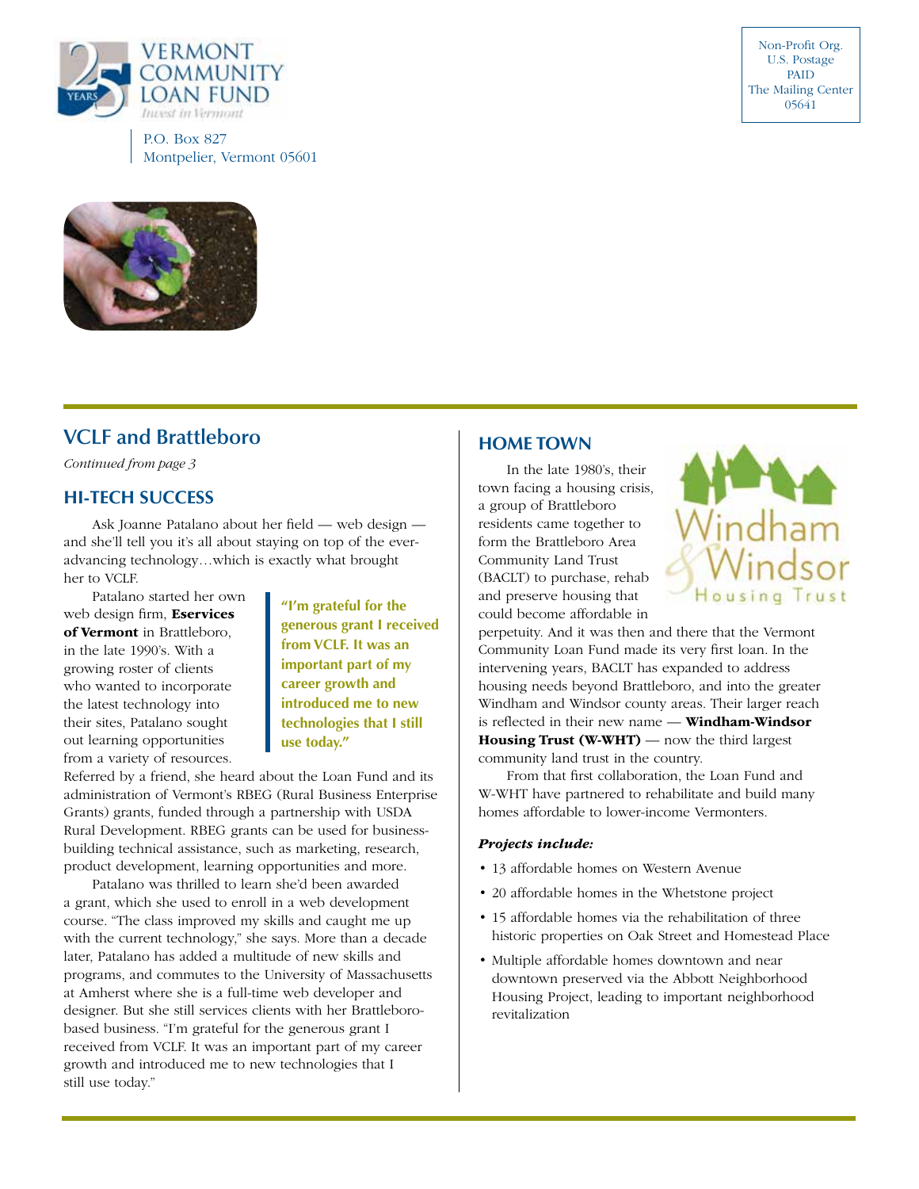VERMONT COMMUNITY LOAN FUND

*Invest in Vermont*

P.O. Box 827
Montpelier, Vermont 05601

Non-Profit Org.
U.S. Postage
PAID
The Mailing Center
05641

## VCLF and Brattleboro

*Continued from page 3*

### HI-TECH SUCCESS

Ask Joanne Patalano about her field — web design — and she'll tell you it's all about staying on top of the ever-advancing technology…which is exactly what brought her to VCLF.

Patalano started her own web design firm, **Eservices of Vermont** in Brattleboro, in the late 1990's. With a growing roster of clients who wanted to incorporate the latest technology into their sites, Patalano sought out learning opportunities from a variety of resources. Referred by a friend, she heard about the Loan Fund and its administration of Vermont's RBEG (Rural Business Enterprise Grants) grants, funded through a partnership with USDA Rural Development. RBEG grants can be used for business-building technical assistance, such as marketing, research, product development, learning opportunities and more.

> **"I'm grateful for the generous grant I received from VCLF. It was an important part of my career growth and introduced me to new technologies that I still use today."**

Patalano was thrilled to learn she'd been awarded a grant, which she used to enroll in a web development course. "The class improved my skills and caught me up with the current technology," she says. More than a decade later, Patalano has added a multitude of new skills and programs, and commutes to the University of Massachusetts at Amherst where she is a full-time web developer and designer. But she still services clients with her Brattleboro-based business. "I'm grateful for the generous grant I received from VCLF. It was an important part of my career growth and introduced me to new technologies that I still use today."

### HOME TOWN

In the late 1980's, their town facing a housing crisis, a group of Brattleboro residents came together to form the Brattleboro Area Community Land Trust (BACLT) to purchase, rehab and preserve housing that could become affordable in perpetuity. And it was then and there that the Vermont Community Loan Fund made its very first loan. In the intervening years, BACLT has expanded to address housing needs beyond Brattleboro, and into the greater Windham and Windsor county areas. Their larger reach is reflected in their new name — **Windham-Windsor Housing Trust (W-WHT)** — now the third largest community land trust in the country.

From that first collaboration, the Loan Fund and W-WHT have partnered to rehabilitate and build many homes affordable to lower-income Vermonters.

***Projects include:***

- 13 affordable homes on Western Avenue
- 20 affordable homes in the Whetstone project
- 15 affordable homes via the rehabilitation of three historic properties on Oak Street and Homestead Place
- Multiple affordable homes downtown and near downtown preserved via the Abbott Neighborhood Housing Project, leading to important neighborhood revitalization